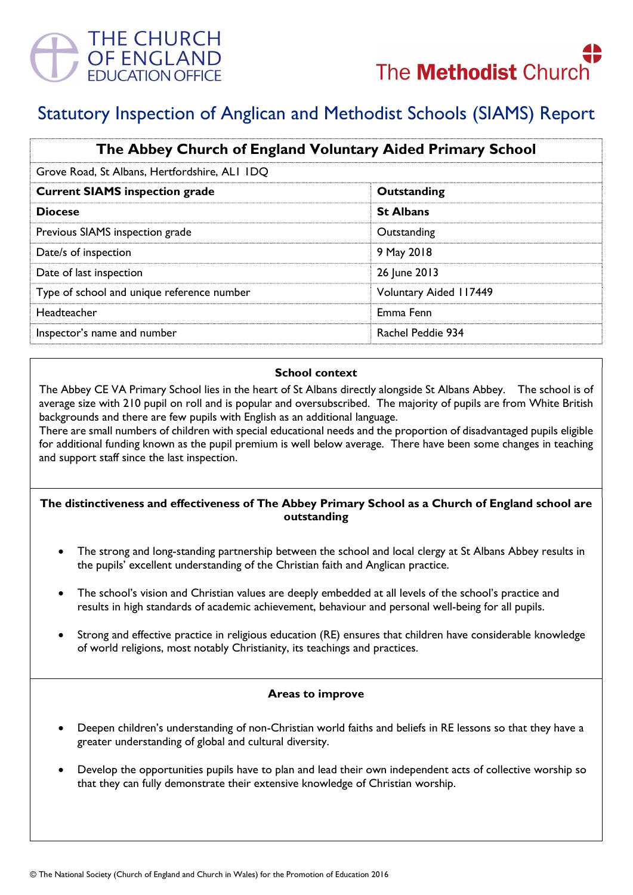THE CHURCH OF ENGLAND EDUCATION OFFICE

The Methodist Church

# Statutory Inspection of Anglican and Methodist Schools (SIAMS) Report

| The Abbey Church of England Voluntary Aided Primary School | |
|---|---|
| Grove Road, St Albans, Hertfordshire, AL1 1DQ | |
| **Current SIAMS inspection grade** | **Outstanding** |
| **Diocese** | **St Albans** |
| Previous SIAMS inspection grade | Outstanding |
| Date/s of inspection | 9 May 2018 |
| Date of last inspection | 26 June 2013 |
| Type of school and unique reference number | Voluntary Aided 117449 |
| Headteacher | Emma Fenn |
| Inspector's name and number | Rachel Peddie 934 |

### School context

The Abbey CE VA Primary School lies in the heart of St Albans directly alongside St Albans Abbey. The school is of average size with 210 pupil on roll and is popular and oversubscribed. The majority of pupils are from White British backgrounds and there are few pupils with English as an additional language.

There are small numbers of children with special educational needs and the proportion of disadvantaged pupils eligible for additional funding known as the pupil premium is well below average. There have been some changes in teaching and support staff since the last inspection.

### The distinctiveness and effectiveness of The Abbey Primary School as a Church of England school are outstanding

- The strong and long-standing partnership between the school and local clergy at St Albans Abbey results in the pupils' excellent understanding of the Christian faith and Anglican practice.
- The school's vision and Christian values are deeply embedded at all levels of the school's practice and results in high standards of academic achievement, behaviour and personal well-being for all pupils.
- Strong and effective practice in religious education (RE) ensures that children have considerable knowledge of world religions, most notably Christianity, its teachings and practices.

### Areas to improve

- Deepen children's understanding of non-Christian world faiths and beliefs in RE lessons so that they have a greater understanding of global and cultural diversity.
- Develop the opportunities pupils have to plan and lead their own independent acts of collective worship so that they can fully demonstrate their extensive knowledge of Christian worship.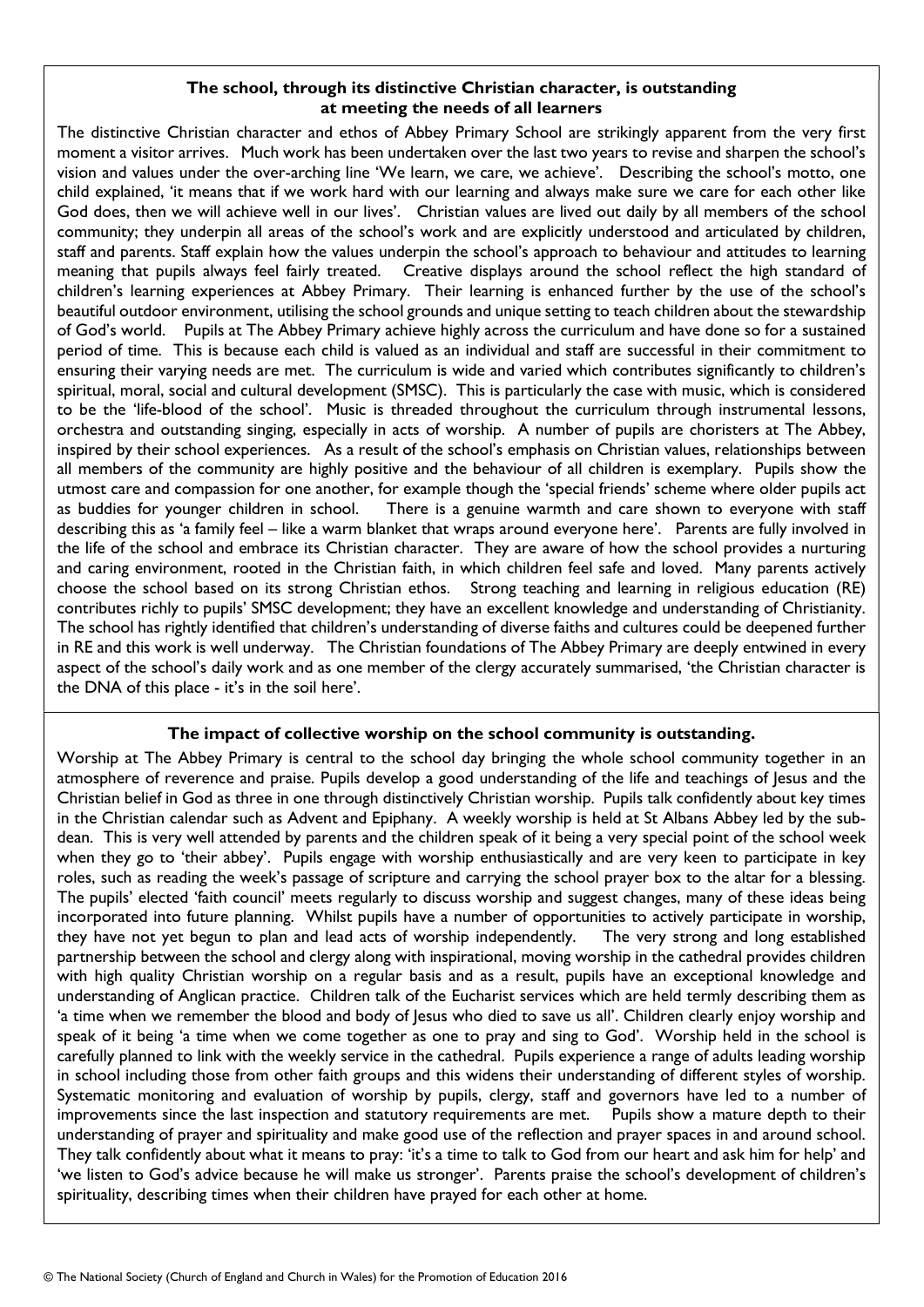## The school, through its distinctive Christian character, is outstanding at meeting the needs of all learners

The distinctive Christian character and ethos of Abbey Primary School are strikingly apparent from the very first moment a visitor arrives. Much work has been undertaken over the last two years to revise and sharpen the school's vision and values under the over-arching line 'We learn, we care, we achieve'. Describing the school's motto, one child explained, 'it means that if we work hard with our learning and always make sure we care for each other like God does, then we will achieve well in our lives'. Christian values are lived out daily by all members of the school community; they underpin all areas of the school's work and are explicitly understood and articulated by children, staff and parents. Staff explain how the values underpin the school's approach to behaviour and attitudes to learning meaning that pupils always feel fairly treated. Creative displays around the school reflect the high standard of children's learning experiences at Abbey Primary. Their learning is enhanced further by the use of the school's beautiful outdoor environment, utilising the school grounds and unique setting to teach children about the stewardship of God's world. Pupils at The Abbey Primary achieve highly across the curriculum and have done so for a sustained period of time. This is because each child is valued as an individual and staff are successful in their commitment to ensuring their varying needs are met. The curriculum is wide and varied which contributes significantly to children's spiritual, moral, social and cultural development (SMSC). This is particularly the case with music, which is considered to be the 'life-blood of the school'. Music is threaded throughout the curriculum through instrumental lessons, orchestra and outstanding singing, especially in acts of worship. A number of pupils are choristers at The Abbey, inspired by their school experiences. As a result of the school's emphasis on Christian values, relationships between all members of the community are highly positive and the behaviour of all children is exemplary. Pupils show the utmost care and compassion for one another, for example though the 'special friends' scheme where older pupils act as buddies for younger children in school. There is a genuine warmth and care shown to everyone with staff describing this as 'a family feel – like a warm blanket that wraps around everyone here'. Parents are fully involved in the life of the school and embrace its Christian character. They are aware of how the school provides a nurturing and caring environment, rooted in the Christian faith, in which children feel safe and loved. Many parents actively choose the school based on its strong Christian ethos. Strong teaching and learning in religious education (RE) contributes richly to pupils' SMSC development; they have an excellent knowledge and understanding of Christianity. The school has rightly identified that children's understanding of diverse faiths and cultures could be deepened further in RE and this work is well underway. The Christian foundations of The Abbey Primary are deeply entwined in every aspect of the school's daily work and as one member of the clergy accurately summarised, 'the Christian character is the DNA of this place - it's in the soil here'.

## The impact of collective worship on the school community is outstanding.

Worship at The Abbey Primary is central to the school day bringing the whole school community together in an atmosphere of reverence and praise. Pupils develop a good understanding of the life and teachings of Jesus and the Christian belief in God as three in one through distinctively Christian worship. Pupils talk confidently about key times in the Christian calendar such as Advent and Epiphany. A weekly worship is held at St Albans Abbey led by the sub-dean. This is very well attended by parents and the children speak of it being a very special point of the school week when they go to 'their abbey'. Pupils engage with worship enthusiastically and are very keen to participate in key roles, such as reading the week's passage of scripture and carrying the school prayer box to the altar for a blessing. The pupils' elected 'faith council' meets regularly to discuss worship and suggest changes, many of these ideas being incorporated into future planning. Whilst pupils have a number of opportunities to actively participate in worship, they have not yet begun to plan and lead acts of worship independently. The very strong and long established partnership between the school and clergy along with inspirational, moving worship in the cathedral provides children with high quality Christian worship on a regular basis and as a result, pupils have an exceptional knowledge and understanding of Anglican practice. Children talk of the Eucharist services which are held termly describing them as 'a time when we remember the blood and body of Jesus who died to save us all'. Children clearly enjoy worship and speak of it being 'a time when we come together as one to pray and sing to God'. Worship held in the school is carefully planned to link with the weekly service in the cathedral. Pupils experience a range of adults leading worship in school including those from other faith groups and this widens their understanding of different styles of worship. Systematic monitoring and evaluation of worship by pupils, clergy, staff and governors have led to a number of improvements since the last inspection and statutory requirements are met. Pupils show a mature depth to their understanding of prayer and spirituality and make good use of the reflection and prayer spaces in and around school. They talk confidently about what it means to pray: 'it's a time to talk to God from our heart and ask him for help' and 'we listen to God's advice because he will make us stronger'. Parents praise the school's development of children's spirituality, describing times when their children have prayed for each other at home.

© The National Society (Church of England and Church in Wales) for the Promotion of Education 2016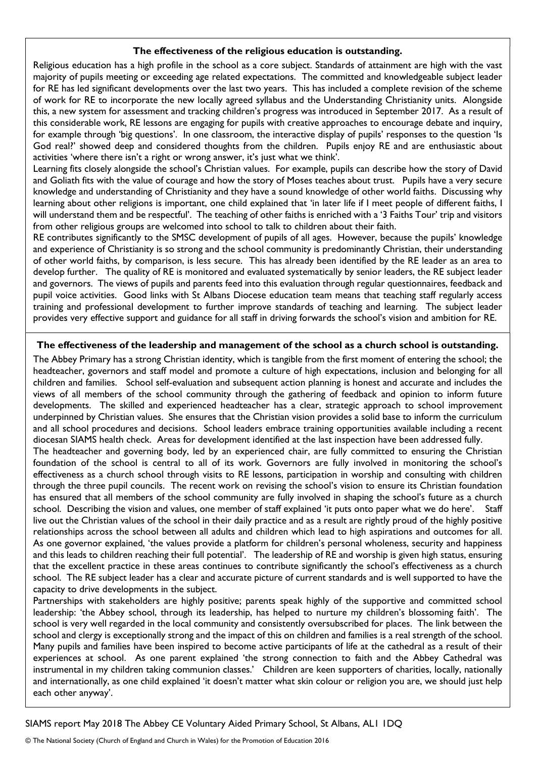**The effectiveness of the religious education is outstanding.**

Religious education has a high profile in the school as a core subject. Standards of attainment are high with the vast majority of pupils meeting or exceeding age related expectations. The committed and knowledgeable subject leader for RE has led significant developments over the last two years. This has included a complete revision of the scheme of work for RE to incorporate the new locally agreed syllabus and the Understanding Christianity units. Alongside this, a new system for assessment and tracking children's progress was introduced in September 2017. As a result of this considerable work, RE lessons are engaging for pupils with creative approaches to encourage debate and inquiry, for example through 'big questions'. In one classroom, the interactive display of pupils' responses to the question 'Is God real?' showed deep and considered thoughts from the children. Pupils enjoy RE and are enthusiastic about activities 'where there isn't a right or wrong answer, it's just what we think'.

Learning fits closely alongside the school's Christian values. For example, pupils can describe how the story of David and Goliath fits with the value of courage and how the story of Moses teaches about trust. Pupils have a very secure knowledge and understanding of Christianity and they have a sound knowledge of other world faiths. Discussing why learning about other religions is important, one child explained that 'in later life if I meet people of different faiths, I will understand them and be respectful'. The teaching of other faiths is enriched with a '3 Faiths Tour' trip and visitors from other religious groups are welcomed into school to talk to children about their faith.

RE contributes significantly to the SMSC development of pupils of all ages. However, because the pupils' knowledge and experience of Christianity is so strong and the school community is predominantly Christian, their understanding of other world faiths, by comparison, is less secure. This has already been identified by the RE leader as an area to develop further. The quality of RE is monitored and evaluated systematically by senior leaders, the RE subject leader and governors. The views of pupils and parents feed into this evaluation through regular questionnaires, feedback and pupil voice activities. Good links with St Albans Diocese education team means that teaching staff regularly access training and professional development to further improve standards of teaching and learning. The subject leader provides very effective support and guidance for all staff in driving forwards the school's vision and ambition for RE.

**The effectiveness of the leadership and management of the school as a church school is outstanding.**

The Abbey Primary has a strong Christian identity, which is tangible from the first moment of entering the school; the headteacher, governors and staff model and promote a culture of high expectations, inclusion and belonging for all children and families. School self-evaluation and subsequent action planning is honest and accurate and includes the views of all members of the school community through the gathering of feedback and opinion to inform future developments. The skilled and experienced headteacher has a clear, strategic approach to school improvement underpinned by Christian values. She ensures that the Christian vision provides a solid base to inform the curriculum and all school procedures and decisions. School leaders embrace training opportunities available including a recent diocesan SIAMS health check. Areas for development identified at the last inspection have been addressed fully.

The headteacher and governing body, led by an experienced chair, are fully committed to ensuring the Christian foundation of the school is central to all of its work. Governors are fully involved in monitoring the school's effectiveness as a church school through visits to RE lessons, participation in worship and consulting with children through the three pupil councils. The recent work on revising the school's vision to ensure its Christian foundation has ensured that all members of the school community are fully involved in shaping the school's future as a church school. Describing the vision and values, one member of staff explained 'it puts onto paper what we do here'. Staff live out the Christian values of the school in their daily practice and as a result are rightly proud of the highly positive relationships across the school between all adults and children which lead to high aspirations and outcomes for all. As one governor explained, 'the values provide a platform for children's personal wholeness, security and happiness and this leads to children reaching their full potential'. The leadership of RE and worship is given high status, ensuring that the excellent practice in these areas continues to contribute significantly the school's effectiveness as a church school. The RE subject leader has a clear and accurate picture of current standards and is well supported to have the capacity to drive developments in the subject.

Partnerships with stakeholders are highly positive; parents speak highly of the supportive and committed school leadership: 'the Abbey school, through its leadership, has helped to nurture my children's blossoming faith'. The school is very well regarded in the local community and consistently oversubscribed for places. The link between the school and clergy is exceptionally strong and the impact of this on children and families is a real strength of the school. Many pupils and families have been inspired to become active participants of life at the cathedral as a result of their experiences at school. As one parent explained 'the strong connection to faith and the Abbey Cathedral was instrumental in my children taking communion classes.' Children are keen supporters of charities, locally, nationally and internationally, as one child explained 'it doesn't matter what skin colour or religion you are, we should just help each other anyway'.

SIAMS report May 2018 The Abbey CE Voluntary Aided Primary School, St Albans, AL1 1DQ

© The National Society (Church of England and Church in Wales) for the Promotion of Education 2016